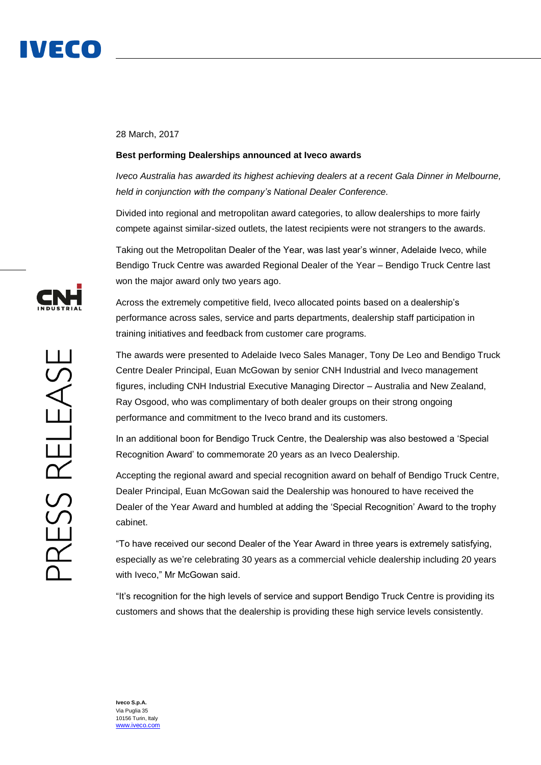28 March, 2017

**Best performing Dealerships announced at Iveco awards**

*Iveco Australia has awarded its highest achieving dealers at a recent Gala Dinner in Melbourne, held in conjunction with the company's National Dealer Conference.*

Divided into regional and metropolitan award categories, to allow dealerships to more fairly compete against similar-sized outlets, the latest recipients were not strangers to the awards.

Taking out the Metropolitan Dealer of the Year, was last year's winner, Adelaide Iveco, while Bendigo Truck Centre was awarded Regional Dealer of the Year – Bendigo Truck Centre last won the major award only two years ago.

Across the extremely competitive field, Iveco allocated points based on a dealership's performance across sales, service and parts departments, dealership staff participation in training initiatives and feedback from customer care programs.

The awards were presented to Adelaide Iveco Sales Manager, Tony De Leo and Bendigo Truck Centre Dealer Principal, Euan McGowan by senior CNH Industrial and Iveco management figures, including CNH Industrial Executive Managing Director – Australia and New Zealand, Ray Osgood, who was complimentary of both dealer groups on their strong ongoing performance and commitment to the Iveco brand and its customers.

In an additional boon for Bendigo Truck Centre, the Dealership was also bestowed a 'Special Recognition Award' to commemorate 20 years as an Iveco Dealership.

Accepting the regional award and special recognition award on behalf of Bendigo Truck Centre, Dealer Principal, Euan McGowan said the Dealership was honoured to have received the Dealer of the Year Award and humbled at adding the 'Special Recognition' Award to the trophy cabinet.

"To have received our second Dealer of the Year Award in three years is extremely satisfying, especially as we're celebrating 30 years as a commercial vehicle dealership including 20 years with Iveco," Mr McGowan said.

"It's recognition for the high levels of service and support Bendigo Truck Centre is providing its customers and shows that the dealership is providing these high service levels consistently.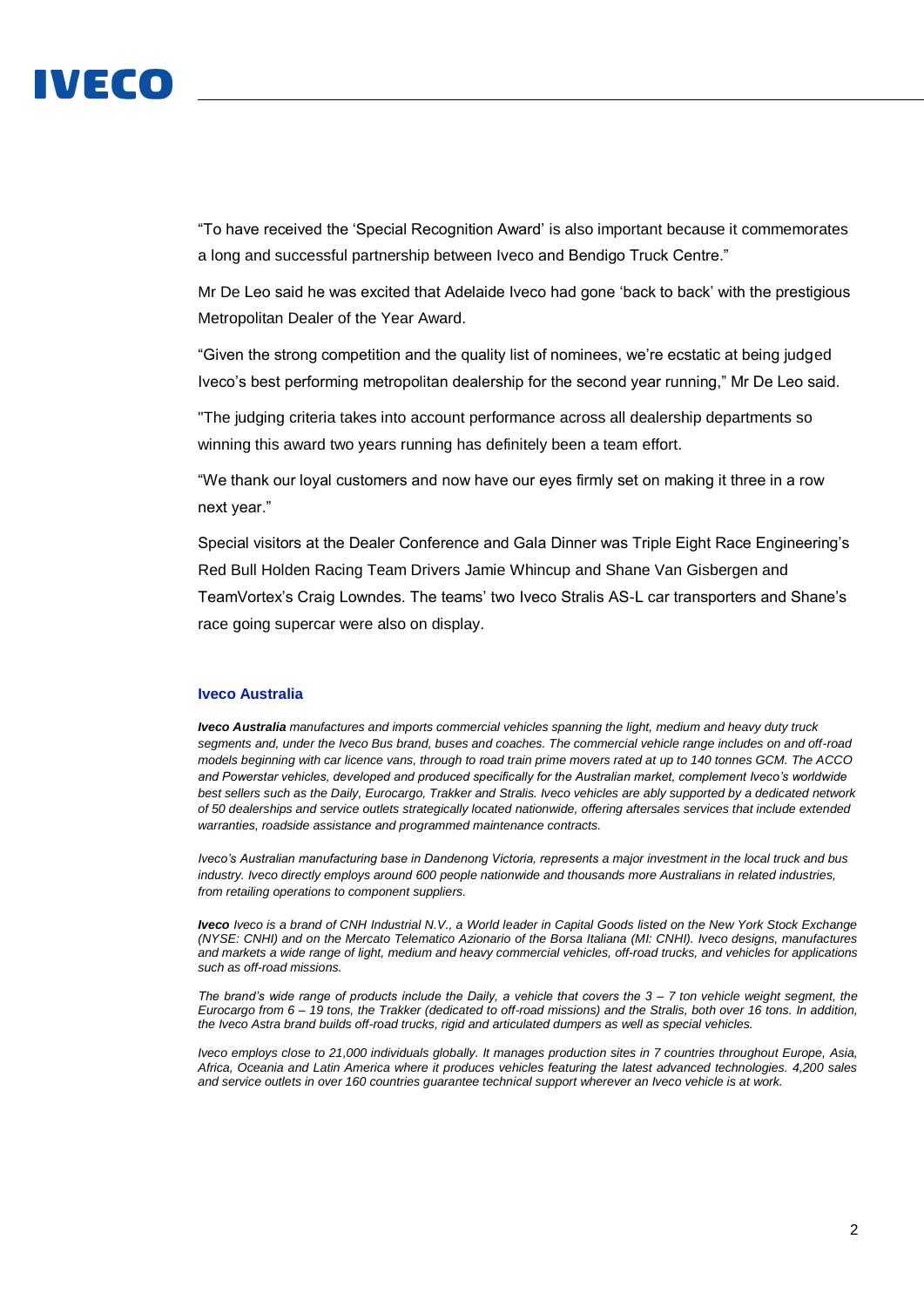"To have received the 'Special Recognition Award' is also important because it commemorates a long and successful partnership between Iveco and Bendigo Truck Centre."

Mr De Leo said he was excited that Adelaide Iveco had gone 'back to back' with the prestigious Metropolitan Dealer of the Year Award.

"Given the strong competition and the quality list of nominees, we're ecstatic at being judged Iveco's best performing metropolitan dealership for the second year running," Mr De Leo said.

"The judging criteria takes into account performance across all dealership departments so winning this award two years running has definitely been a team effort.

"We thank our loyal customers and now have our eyes firmly set on making it three in a row next year."

Special visitors at the Dealer Conference and Gala Dinner was Triple Eight Race Engineering's Red Bull Holden Racing Team Drivers Jamie Whincup and Shane Van Gisbergen and TeamVortex's Craig Lowndes. The teams' two Iveco Stralis AS-L car transporters and Shane's race going supercar were also on display.

### Iveco Australia

***Iveco Australia*** *manufactures and imports commercial vehicles spanning the light, medium and heavy duty truck segments and, under the Iveco Bus brand, buses and coaches. The commercial vehicle range includes on and off-road models beginning with car licence vans, through to road train prime movers rated at up to 140 tonnes GCM. The ACCO and Powerstar vehicles, developed and produced specifically for the Australian market, complement Iveco's worldwide best sellers such as the Daily, Eurocargo, Trakker and Stralis. Iveco vehicles are ably supported by a dedicated network of 50 dealerships and service outlets strategically located nationwide, offering aftersales services that include extended warranties, roadside assistance and programmed maintenance contracts.*

*Iveco's Australian manufacturing base in Dandenong Victoria, represents a major investment in the local truck and bus industry. Iveco directly employs around 600 people nationwide and thousands more Australians in related industries, from retailing operations to component suppliers.*

***Iveco*** *Iveco is a brand of CNH Industrial N.V., a World leader in Capital Goods listed on the New York Stock Exchange (NYSE: CNHI) and on the Mercato Telematico Azionario of the Borsa Italiana (MI: CNHI). Iveco designs, manufactures and markets a wide range of light, medium and heavy commercial vehicles, off-road trucks, and vehicles for applications such as off-road missions.*

*The brand's wide range of products include the Daily, a vehicle that covers the 3 – 7 ton vehicle weight segment, the Eurocargo from 6 – 19 tons, the Trakker (dedicated to off-road missions) and the Stralis, both over 16 tons. In addition, the Iveco Astra brand builds off-road trucks, rigid and articulated dumpers as well as special vehicles.*

*Iveco employs close to 21,000 individuals globally. It manages production sites in 7 countries throughout Europe, Asia, Africa, Oceania and Latin America where it produces vehicles featuring the latest advanced technologies. 4,200 sales and service outlets in over 160 countries guarantee technical support wherever an Iveco vehicle is at work.*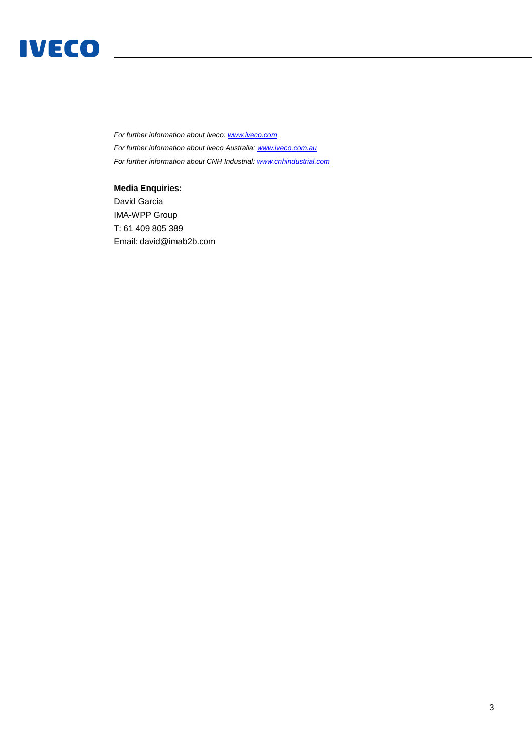*For further information about Iveco: www.iveco.com*
*For further information about Iveco Australia: www.iveco.com.au*
*For further information about CNH Industrial: www.cnhindustrial.com*

**Media Enquiries:**
David Garcia
IMA-WPP Group
T: 61 409 805 389
Email: david@imab2b.com